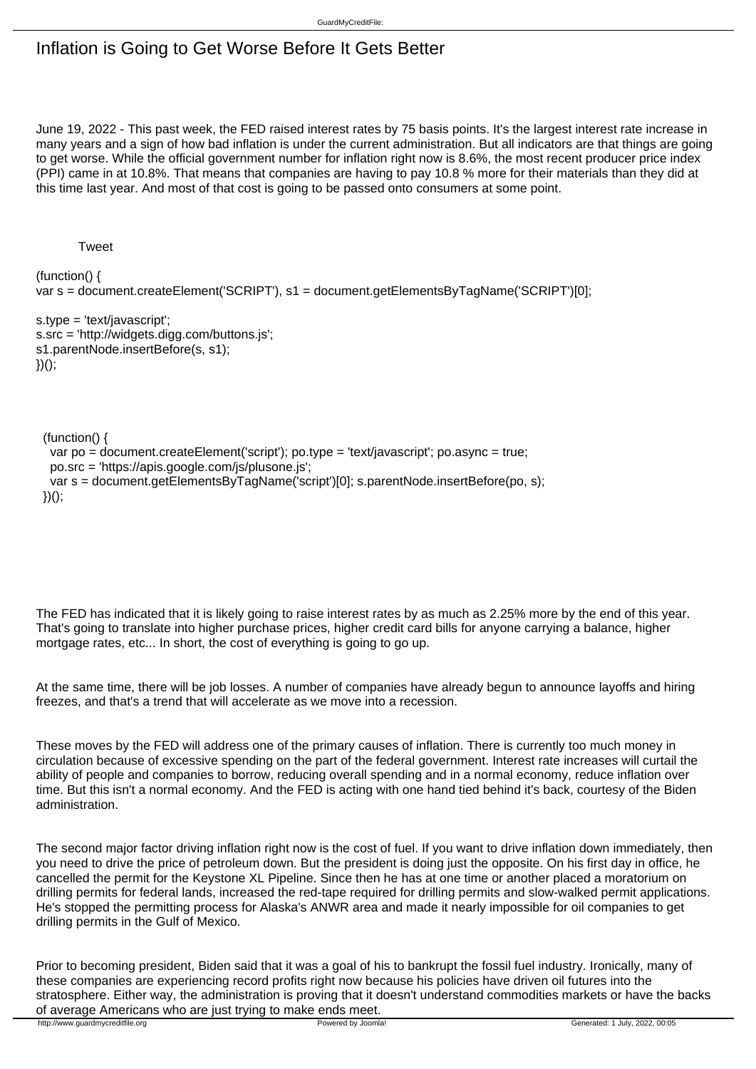# Inflation is Going to Get Worse Before It Gets Better

June 19, 2022 - This past week, the FED raised interest rates by 75 basis points. It's the largest interest rate increase in many years and a sign of how bad inflation is under the current administration. But all indicators are that things are going to get worse. While the official government number for inflation right now is 8.6%, the most recent producer price index (PPI) came in at 10.8%. That means that companies are having to pay 10.8 % more for their materials than they did at this time last year. And most of that cost is going to be passed onto consumers at some point.

Tweet

```
(function() {
var s = document.createElement('SCRIPT'), s1 = document.getElementsByTagName('SCRIPT')[0];

s.type = 'text/javascript';
s.src = 'http://widgets.digg.com/buttons.js';
s1.parentNode.insertBefore(s, s1);
})();
```

```
(function() {
  var po = document.createElement('script'); po.type = 'text/javascript'; po.async = true;
  po.src = 'https://apis.google.com/js/plusone.js';
  var s = document.getElementsByTagName('script')[0]; s.parentNode.insertBefore(po, s);
})();
```

The FED has indicated that it is likely going to raise interest rates by as much as 2.25% more by the end of this year. That's going to translate into higher purchase prices, higher credit card bills for anyone carrying a balance, higher mortgage rates, etc... In short, the cost of everything is going to go up.

At the same time, there will be job losses. A number of companies have already begun to announce layoffs and hiring freezes, and that's a trend that will accelerate as we move into a recession.

These moves by the FED will address one of the primary causes of inflation. There is currently too much money in circulation because of excessive spending on the part of the federal government. Interest rate increases will curtail the ability of people and companies to borrow, reducing overall spending and in a normal economy, reduce inflation over time. But this isn't a normal economy. And the FED is acting with one hand tied behind it's back, courtesy of the Biden administration.

The second major factor driving inflation right now is the cost of fuel. If you want to drive inflation down immediately, then you need to drive the price of petroleum down. But the president is doing just the opposite. On his first day in office, he cancelled the permit for the Keystone XL Pipeline. Since then he has at one time or another placed a moratorium on drilling permits for federal lands, increased the red-tape required for drilling permits and slow-walked permit applications. He's stopped the permitting process for Alaska's ANWR area and made it nearly impossible for oil companies to get drilling permits in the Gulf of Mexico.

Prior to becoming president, Biden said that it was a goal of his to bankrupt the fossil fuel industry. Ironically, many of these companies are experiencing record profits right now because his policies have driven oil futures into the stratosphere. Either way, the administration is proving that it doesn't understand commodities markets or have the backs of average Americans who are just trying to make ends meet.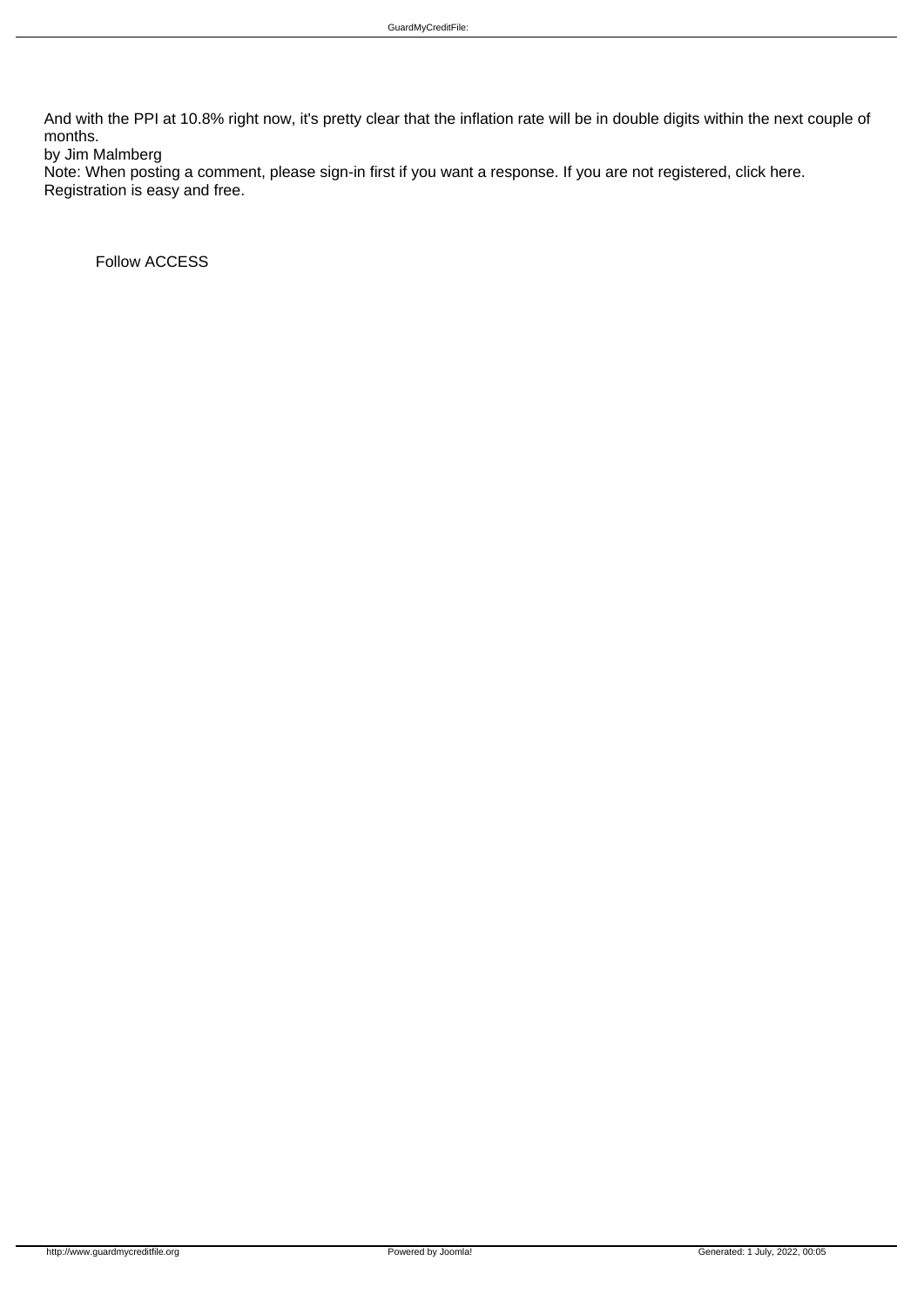And with the PPI at 10.8% right now, it's pretty clear that the inflation rate will be in double digits within the next couple of months.

by Jim Malmberg

Note: When posting a comment, please sign-in first if you want a response. If you are not registered, click here. Registration is easy and free.

Follow ACCESS